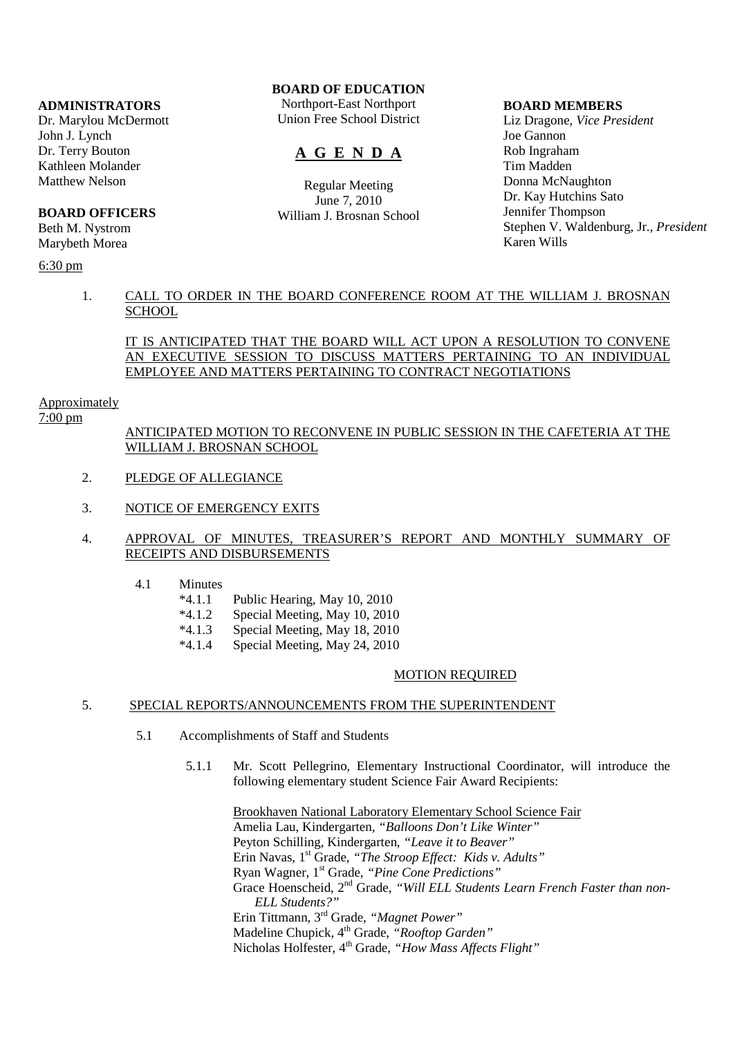**ADMINISTRATORS**
Dr. Marylou McDermott
John J. Lynch
Dr. Terry Bouton
Kathleen Molander
Matthew Nelson

**BOARD OFFICERS**
Beth M. Nystrom
Marybeth Morea

**BOARD OF EDUCATION**
Northport-East Northport
Union Free School District

# A G E N D A

Regular Meeting
June 7, 2010
William J. Brosnan School

**BOARD MEMBERS**
Liz Dragone, *Vice President*
Joe Gannon
Rob Ingraham
Tim Madden
Donna McNaughton
Dr. Kay Hutchins Sato
Jennifer Thompson
Stephen V. Waldenburg, Jr., *President*
Karen Wills

6:30 pm

1. CALL TO ORDER IN THE BOARD CONFERENCE ROOM AT THE WILLIAM J. BROSNAN SCHOOL

   IT IS ANTICIPATED THAT THE BOARD WILL ACT UPON A RESOLUTION TO CONVENE AN EXECUTIVE SESSION TO DISCUSS MATTERS PERTAINING TO AN INDIVIDUAL EMPLOYEE AND MATTERS PERTAINING TO CONTRACT NEGOTIATIONS

Approximately
7:00 pm

   ANTICIPATED MOTION TO RECONVENE IN PUBLIC SESSION IN THE CAFETERIA AT THE WILLIAM J. BROSNAN SCHOOL

2. PLEDGE OF ALLEGIANCE

3. NOTICE OF EMERGENCY EXITS

4. APPROVAL OF MINUTES, TREASURER'S REPORT AND MONTHLY SUMMARY OF RECEIPTS AND DISBURSEMENTS

   4.1 Minutes
      *4.1.1 Public Hearing, May 10, 2010
      *4.1.2 Special Meeting, May 10, 2010
      *4.1.3 Special Meeting, May 18, 2010
      *4.1.4 Special Meeting, May 24, 2010

   MOTION REQUIRED

5. SPECIAL REPORTS/ANNOUNCEMENTS FROM THE SUPERINTENDENT

   5.1 Accomplishments of Staff and Students

      5.1.1 Mr. Scott Pellegrino, Elementary Instructional Coordinator, will introduce the following elementary student Science Fair Award Recipients:

      Brookhaven National Laboratory Elementary School Science Fair
      Amelia Lau, Kindergarten, *"Balloons Don't Like Winter"*
      Peyton Schilling, Kindergarten, *"Leave it to Beaver"*
      Erin Navas, 1st Grade, *"The Stroop Effect: Kids v. Adults"*
      Ryan Wagner, 1st Grade, *"Pine Cone Predictions"*
      Grace Hoenscheid, 2nd Grade, *"Will ELL Students Learn French Faster than non-ELL Students?"*
      Erin Tittmann, 3rd Grade, *"Magnet Power"*
      Madeline Chupick, 4th Grade, *"Rooftop Garden"*
      Nicholas Holfester, 4th Grade, *"How Mass Affects Flight"*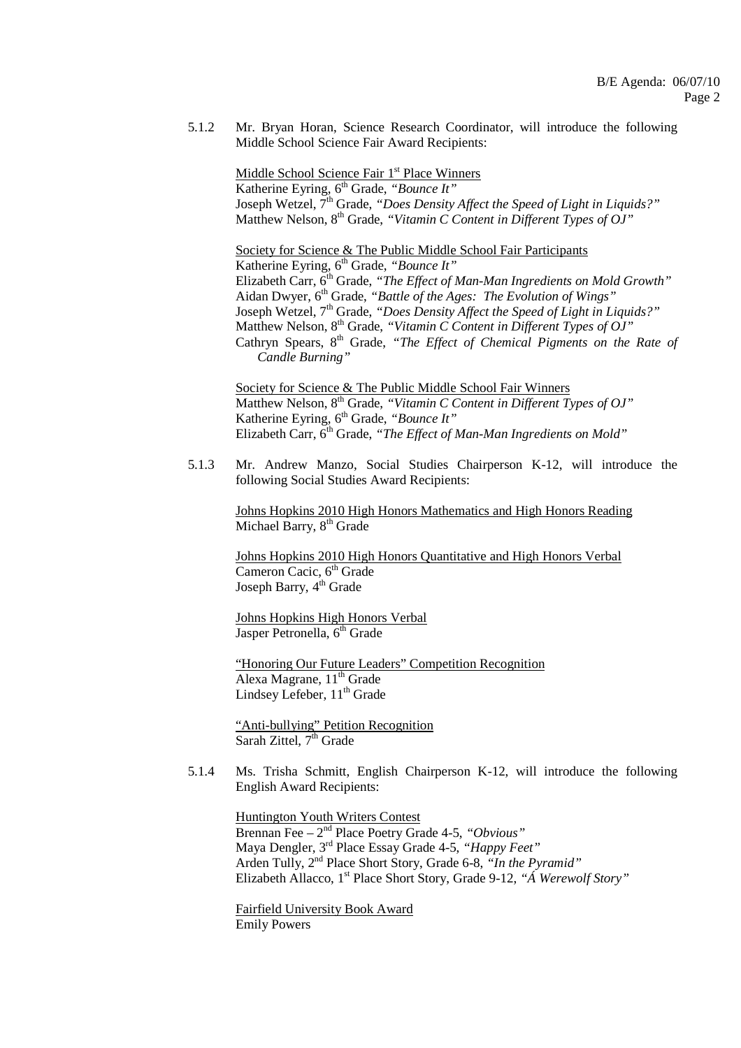5.1.2 Mr. Bryan Horan, Science Research Coordinator, will introduce the following Middle School Science Fair Award Recipients:

Middle School Science Fair 1st Place Winners
Katherine Eyring, 6th Grade, *"Bounce It"*
Joseph Wetzel, 7th Grade, *"Does Density Affect the Speed of Light in Liquids?"*
Matthew Nelson, 8th Grade, *"Vitamin C Content in Different Types of OJ"*

Society for Science & The Public Middle School Fair Participants
Katherine Eyring, 6th Grade, *"Bounce It"*
Elizabeth Carr, 6th Grade, *"The Effect of Man-Man Ingredients on Mold Growth"*
Aidan Dwyer, 6th Grade, *"Battle of the Ages: The Evolution of Wings"*
Joseph Wetzel, 7th Grade, *"Does Density Affect the Speed of Light in Liquids?"*
Matthew Nelson, 8th Grade, *"Vitamin C Content in Different Types of OJ"*
Cathryn Spears, 8th Grade, *"The Effect of Chemical Pigments on the Rate of Candle Burning"*

Society for Science & The Public Middle School Fair Winners
Matthew Nelson, 8th Grade, *"Vitamin C Content in Different Types of OJ"*
Katherine Eyring, 6th Grade, *"Bounce It"*
Elizabeth Carr, 6th Grade, *"The Effect of Man-Man Ingredients on Mold"*

5.1.3 Mr. Andrew Manzo, Social Studies Chairperson K-12, will introduce the following Social Studies Award Recipients:

Johns Hopkins 2010 High Honors Mathematics and High Honors Reading
Michael Barry, 8th Grade

Johns Hopkins 2010 High Honors Quantitative and High Honors Verbal
Cameron Cacic, 6th Grade
Joseph Barry, 4th Grade

Johns Hopkins High Honors Verbal
Jasper Petronella, 6th Grade

"Honoring Our Future Leaders" Competition Recognition
Alexa Magrane, 11th Grade
Lindsey Lefeber, 11th Grade

"Anti-bullying" Petition Recognition
Sarah Zittel, 7th Grade

5.1.4 Ms. Trisha Schmitt, English Chairperson K-12, will introduce the following English Award Recipients:

Huntington Youth Writers Contest
Brennan Fee – 2nd Place Poetry Grade 4-5, *"Obvious"*
Maya Dengler, 3rd Place Essay Grade 4-5, *"Happy Feet"*
Arden Tully, 2nd Place Short Story, Grade 6-8, *"In the Pyramid"*
Elizabeth Allacco, 1st Place Short Story, Grade 9-12, *"Á Werewolf Story"*

Fairfield University Book Award
Emily Powers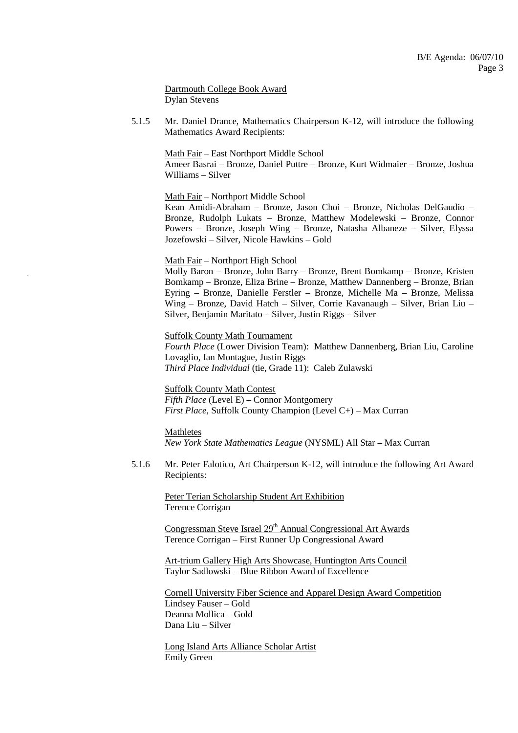Dartmouth College Book Award
Dylan Stevens

5.1.5 Mr. Daniel Drance, Mathematics Chairperson K-12, will introduce the following Mathematics Award Recipients:

Math Fair – East Northport Middle School
Ameer Basrai – Bronze, Daniel Puttre – Bronze, Kurt Widmaier – Bronze, Joshua Williams – Silver

Math Fair – Northport Middle School
Kean Amidi-Abraham – Bronze, Jason Choi – Bronze, Nicholas DelGaudio – Bronze, Rudolph Lukats – Bronze, Matthew Modelewski – Bronze, Connor Powers – Bronze, Joseph Wing – Bronze, Natasha Albaneze – Silver, Elyssa Jozefowski – Silver, Nicole Hawkins – Gold

Math Fair – Northport High School
Molly Baron – Bronze, John Barry – Bronze, Brent Bomkamp – Bronze, Kristen Bomkamp – Bronze, Eliza Brine – Bronze, Matthew Dannenberg – Bronze, Brian Eyring – Bronze, Danielle Ferstler – Bronze, Michelle Ma – Bronze, Melissa Wing – Bronze, David Hatch – Silver, Corrie Kavanaugh – Silver, Brian Liu – Silver, Benjamin Maritato – Silver, Justin Riggs – Silver

Suffolk County Math Tournament
*Fourth Place* (Lower Division Team): Matthew Dannenberg, Brian Liu, Caroline Lovaglio, Ian Montague, Justin Riggs
*Third Place Individual* (tie, Grade 11): Caleb Zulawski

Suffolk County Math Contest
*Fifth Place* (Level E) – Connor Montgomery
*First Place*, Suffolk County Champion (Level C+) – Max Curran

Mathletes
*New York State Mathematics League* (NYSML) All Star – Max Curran

5.1.6 Mr. Peter Falotico, Art Chairperson K-12, will introduce the following Art Award Recipients:

Peter Terian Scholarship Student Art Exhibition
Terence Corrigan

Congressman Steve Israel 29th Annual Congressional Art Awards
Terence Corrigan – First Runner Up Congressional Award

Art-trium Gallery High Arts Showcase, Huntington Arts Council
Taylor Sadlowski – Blue Ribbon Award of Excellence

Cornell University Fiber Science and Apparel Design Award Competition
Lindsey Fauser – Gold
Deanna Mollica – Gold
Dana Liu – Silver

Long Island Arts Alliance Scholar Artist
Emily Green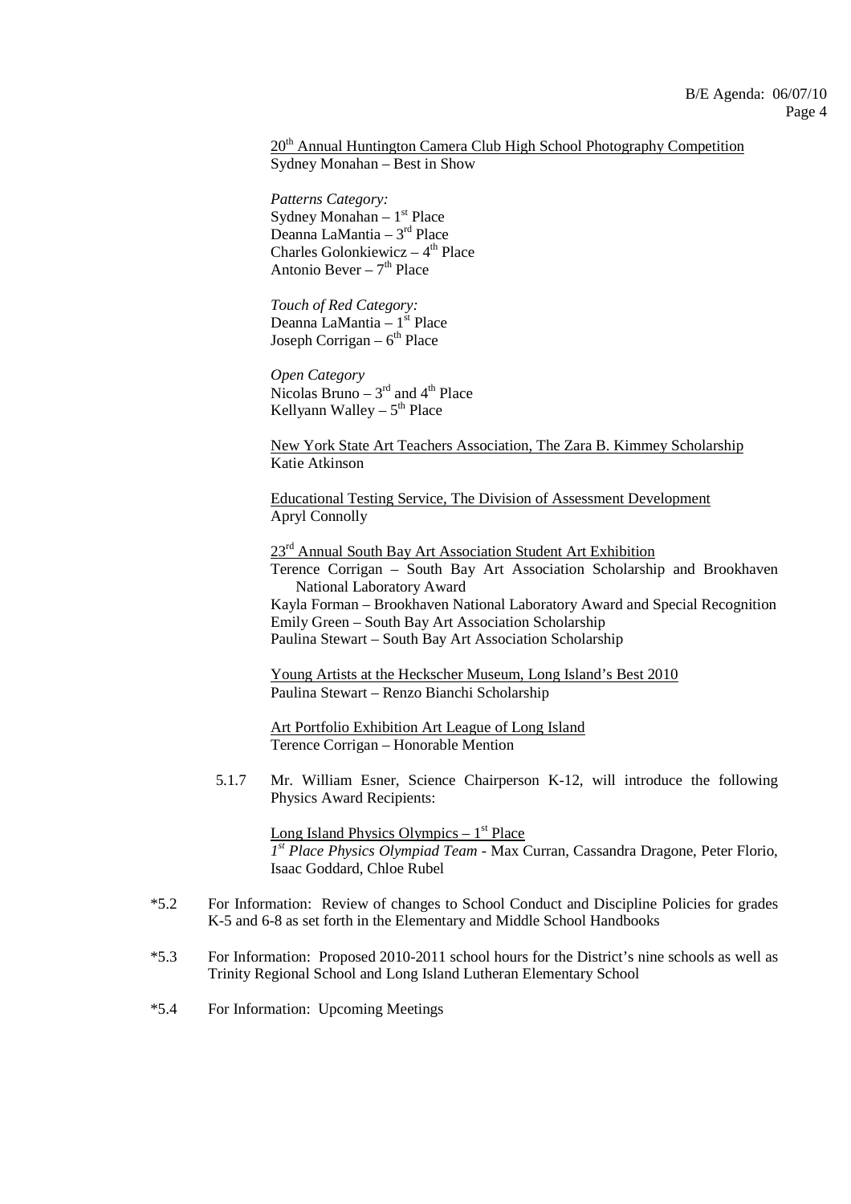20th Annual Huntington Camera Club High School Photography Competition
Sydney Monahan – Best in Show

*Patterns Category:*
Sydney Monahan – 1st Place
Deanna LaMantia – 3rd Place
Charles Golonkiewicz – 4th Place
Antonio Bever – 7th Place

*Touch of Red Category:*
Deanna LaMantia – 1st Place
Joseph Corrigan – 6th Place

*Open Category*
Nicolas Bruno – 3rd and 4th Place
Kellyann Walley – 5th Place

New York State Art Teachers Association, The Zara B. Kimmey Scholarship
Katie Atkinson

Educational Testing Service, The Division of Assessment Development
Apryl Connolly

23rd Annual South Bay Art Association Student Art Exhibition
Terence Corrigan – South Bay Art Association Scholarship and Brookhaven National Laboratory Award
Kayla Forman – Brookhaven National Laboratory Award and Special Recognition
Emily Green – South Bay Art Association Scholarship
Paulina Stewart – South Bay Art Association Scholarship

Young Artists at the Heckscher Museum, Long Island's Best 2010
Paulina Stewart – Renzo Bianchi Scholarship

Art Portfolio Exhibition Art League of Long Island
Terence Corrigan – Honorable Mention

5.1.7 Mr. William Esner, Science Chairperson K-12, will introduce the following Physics Award Recipients:

Long Island Physics Olympics – 1st Place
*1st Place Physics Olympiad Team* - Max Curran, Cassandra Dragone, Peter Florio, Isaac Goddard, Chloe Rubel

*5.2 For Information: Review of changes to School Conduct and Discipline Policies for grades K-5 and 6-8 as set forth in the Elementary and Middle School Handbooks

*5.3 For Information: Proposed 2010-2011 school hours for the District's nine schools as well as Trinity Regional School and Long Island Lutheran Elementary School

*5.4 For Information: Upcoming Meetings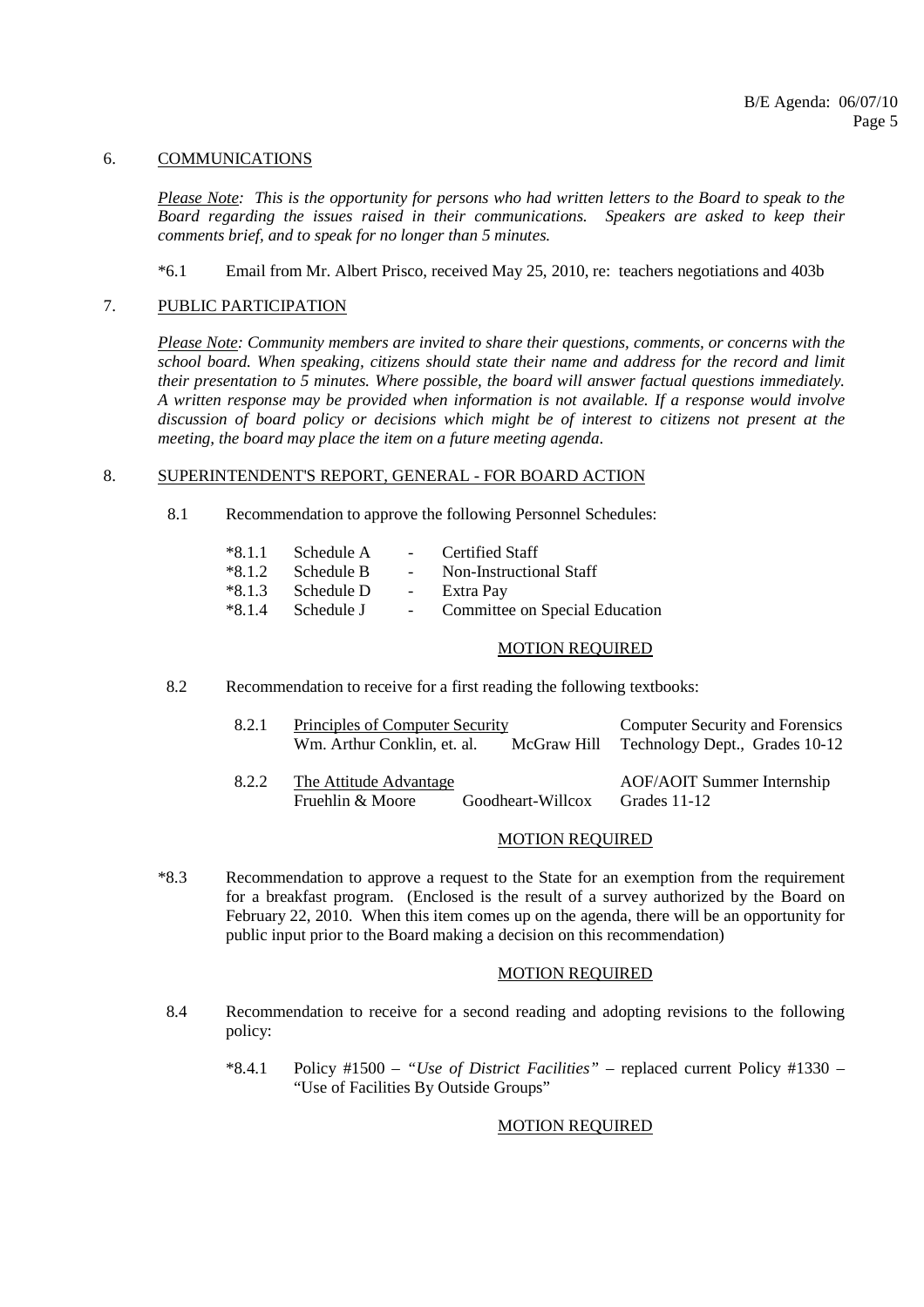## 6. COMMUNICATIONS

*Please Note: This is the opportunity for persons who had written letters to the Board to speak to the Board regarding the issues raised in their communications. Speakers are asked to keep their comments brief, and to speak for no longer than 5 minutes.*

*6.1 Email from Mr. Albert Prisco, received May 25, 2010, re: teachers negotiations and 403b

## 7. PUBLIC PARTICIPATION

*Please Note: Community members are invited to share their questions, comments, or concerns with the school board. When speaking, citizens should state their name and address for the record and limit their presentation to 5 minutes. Where possible, the board will answer factual questions immediately. A written response may be provided when information is not available. If a response would involve discussion of board policy or decisions which might be of interest to citizens not present at the meeting, the board may place the item on a future meeting agenda.*

## 8. SUPERINTENDENT'S REPORT, GENERAL - FOR BOARD ACTION

8.1 Recommendation to approve the following Personnel Schedules:

- *8.1.1 Schedule A - Certified Staff
- *8.1.2 Schedule B - Non-Instructional Staff
- *8.1.3 Schedule D - Extra Pay
- *8.1.4 Schedule J - Committee on Special Education

MOTION REQUIRED

8.2 Recommendation to receive for a first reading the following textbooks:

| | | | |
|---|---|---|---|
| 8.2.1 | Principles of Computer Security<br>Wm. Arthur Conklin, et. al. | McGraw Hill | Computer Security and Forensics<br>Technology Dept., Grades 10-12 |
| 8.2.2 | The Attitude Advantage<br>Fruehlin & Moore | Goodheart-Willcox | AOF/AOIT Summer Internship<br>Grades 11-12 |

MOTION REQUIRED

*8.3 Recommendation to approve a request to the State for an exemption from the requirement for a breakfast program. (Enclosed is the result of a survey authorized by the Board on February 22, 2010. When this item comes up on the agenda, there will be an opportunity for public input prior to the Board making a decision on this recommendation)

MOTION REQUIRED

8.4 Recommendation to receive for a second reading and adopting revisions to the following policy:

*8.4.1 Policy #1500 – *"Use of District Facilities"* – replaced current Policy #1330 – "Use of Facilities By Outside Groups"

MOTION REQUIRED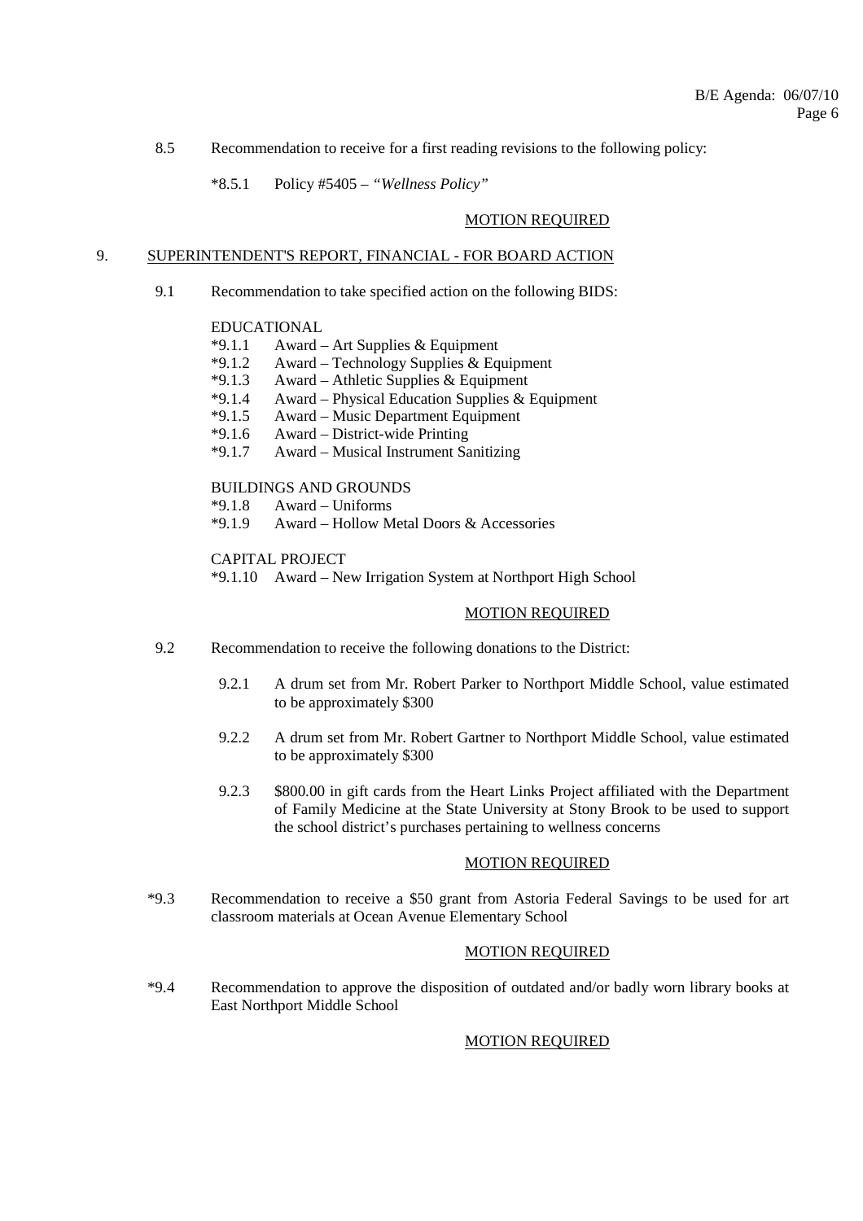8.5 Recommendation to receive for a first reading revisions to the following policy:

*8.5.1 Policy #5405 – *"Wellness Policy"*

MOTION REQUIRED

## 9. SUPERINTENDENT'S REPORT, FINANCIAL - FOR BOARD ACTION

9.1 Recommendation to take specified action on the following BIDS:

EDUCATIONAL

*9.1.1 Award – Art Supplies & Equipment
*9.1.2 Award – Technology Supplies & Equipment
*9.1.3 Award – Athletic Supplies & Equipment
*9.1.4 Award – Physical Education Supplies & Equipment
*9.1.5 Award – Music Department Equipment
*9.1.6 Award – District-wide Printing
*9.1.7 Award – Musical Instrument Sanitizing

BUILDINGS AND GROUNDS

*9.1.8 Award – Uniforms
*9.1.9 Award – Hollow Metal Doors & Accessories

CAPITAL PROJECT

*9.1.10 Award – New Irrigation System at Northport High School

MOTION REQUIRED

9.2 Recommendation to receive the following donations to the District:

9.2.1 A drum set from Mr. Robert Parker to Northport Middle School, value estimated to be approximately $300

9.2.2 A drum set from Mr. Robert Gartner to Northport Middle School, value estimated to be approximately $300

9.2.3 $800.00 in gift cards from the Heart Links Project affiliated with the Department of Family Medicine at the State University at Stony Brook to be used to support the school district's purchases pertaining to wellness concerns

MOTION REQUIRED

*9.3 Recommendation to receive a $50 grant from Astoria Federal Savings to be used for art classroom materials at Ocean Avenue Elementary School

MOTION REQUIRED

*9.4 Recommendation to approve the disposition of outdated and/or badly worn library books at East Northport Middle School

MOTION REQUIRED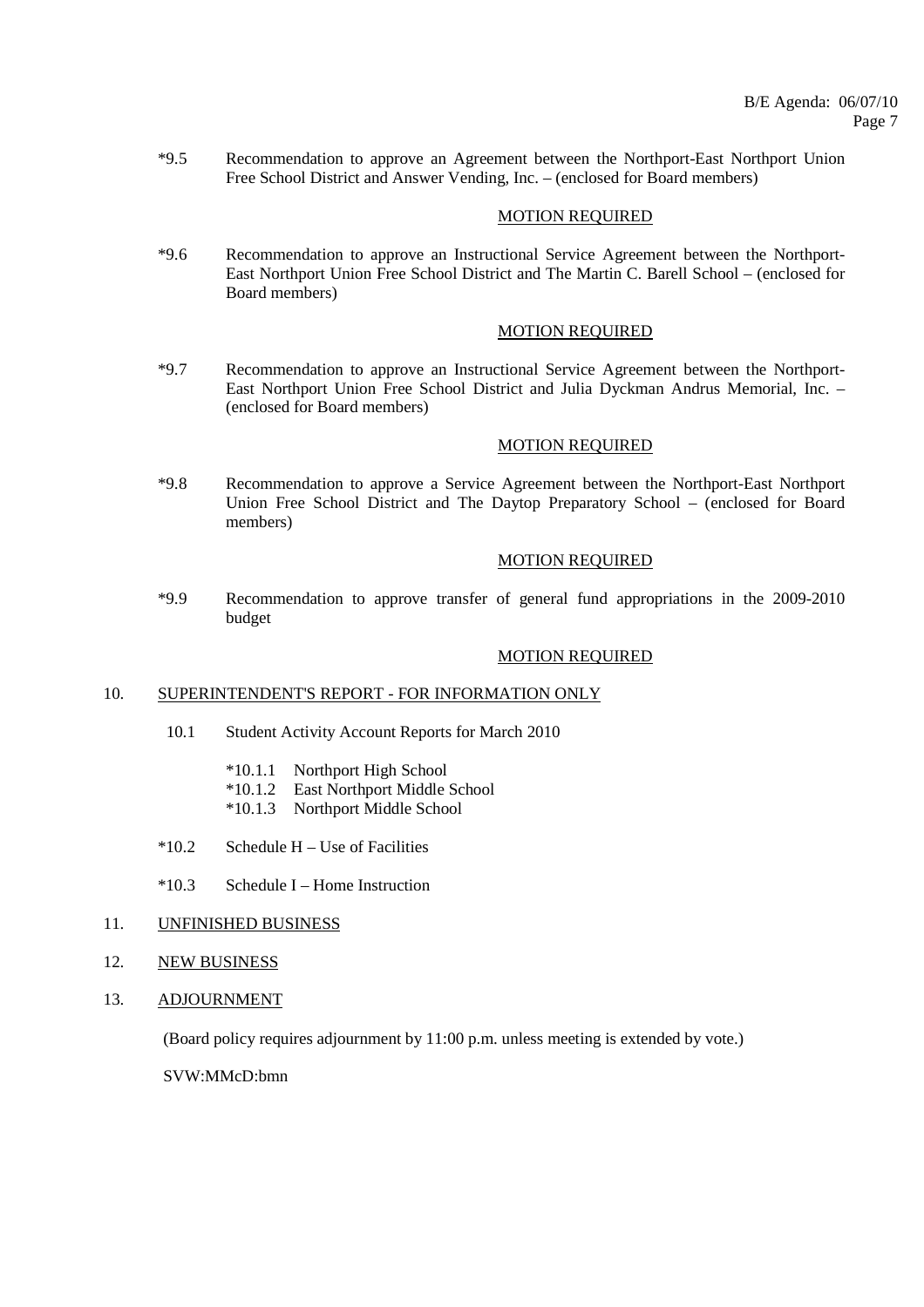*9.5 Recommendation to approve an Agreement between the Northport-East Northport Union Free School District and Answer Vending, Inc. – (enclosed for Board members)

MOTION REQUIRED

*9.6 Recommendation to approve an Instructional Service Agreement between the Northport-East Northport Union Free School District and The Martin C. Barell School – (enclosed for Board members)

MOTION REQUIRED

*9.7 Recommendation to approve an Instructional Service Agreement between the Northport-East Northport Union Free School District and Julia Dyckman Andrus Memorial, Inc. – (enclosed for Board members)

MOTION REQUIRED

*9.8 Recommendation to approve a Service Agreement between the Northport-East Northport Union Free School District and The Daytop Preparatory School – (enclosed for Board members)

MOTION REQUIRED

*9.9 Recommendation to approve transfer of general fund appropriations in the 2009-2010 budget

MOTION REQUIRED

10. SUPERINTENDENT'S REPORT - FOR INFORMATION ONLY

10.1 Student Activity Account Reports for March 2010

*10.1.1 Northport High School
*10.1.2 East Northport Middle School
*10.1.3 Northport Middle School

*10.2 Schedule H – Use of Facilities

*10.3 Schedule I – Home Instruction

11. UNFINISHED BUSINESS

12. NEW BUSINESS

13. ADJOURNMENT

(Board policy requires adjournment by 11:00 p.m. unless meeting is extended by vote.)

SVW:MMcD:bmn